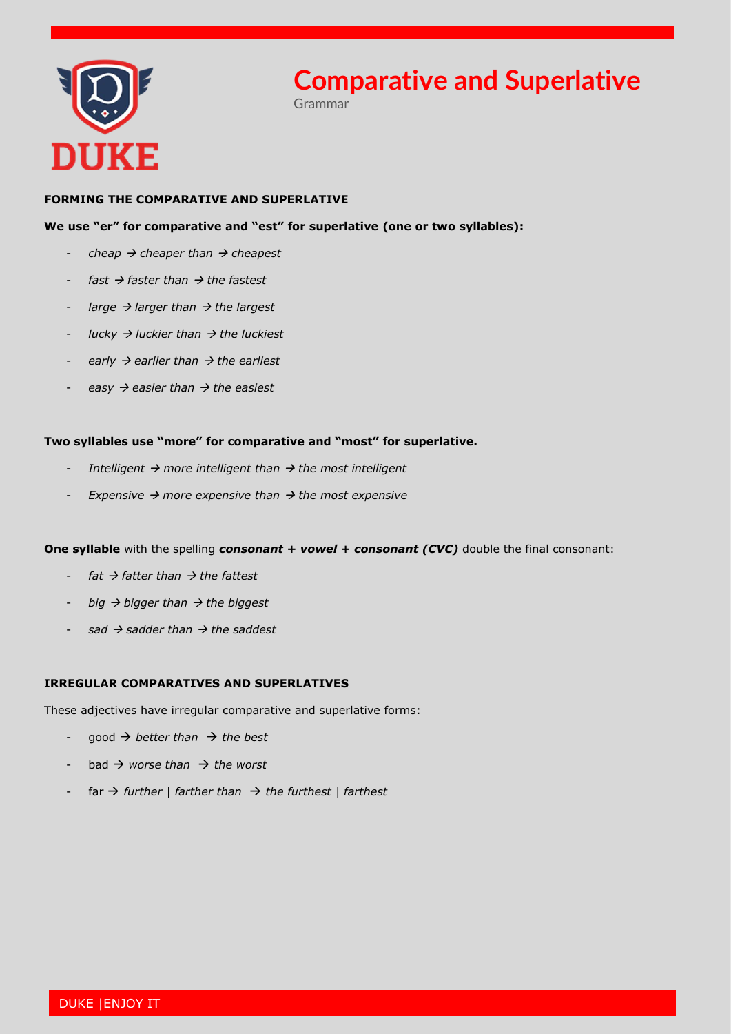# Comparative and Superlative

Grammar

**FORMING THE COMPARATIVE AND SUPERLATIVE**

**We use "er" for comparative and "est" for superlative (one or two syllables):**

- *cheap → cheaper than → cheapest*
- *fast → faster than → the fastest*
- *large → larger than → the largest*
- *lucky → luckier than → the luckiest*
- *early → earlier than → the earliest*
- *easy → easier than → the easiest*

**Two syllables use "more" for comparative and "most" for superlative.**

- *Intelligent → more intelligent than → the most intelligent*
- *Expensive → more expensive than → the most expensive*

**One syllable** with the spelling ***consonant + vowel + consonant (CVC)*** double the final consonant:

- *fat → fatter than → the fattest*
- *big → bigger than → the biggest*
- *sad → sadder than → the saddest*

**IRREGULAR COMPARATIVES AND SUPERLATIVES**

These adjectives have irregular comparative and superlative forms:

- good → *better than → the best*
- bad → *worse than → the worst*
- far → *further* | *farther than → the furthest* | *farthest*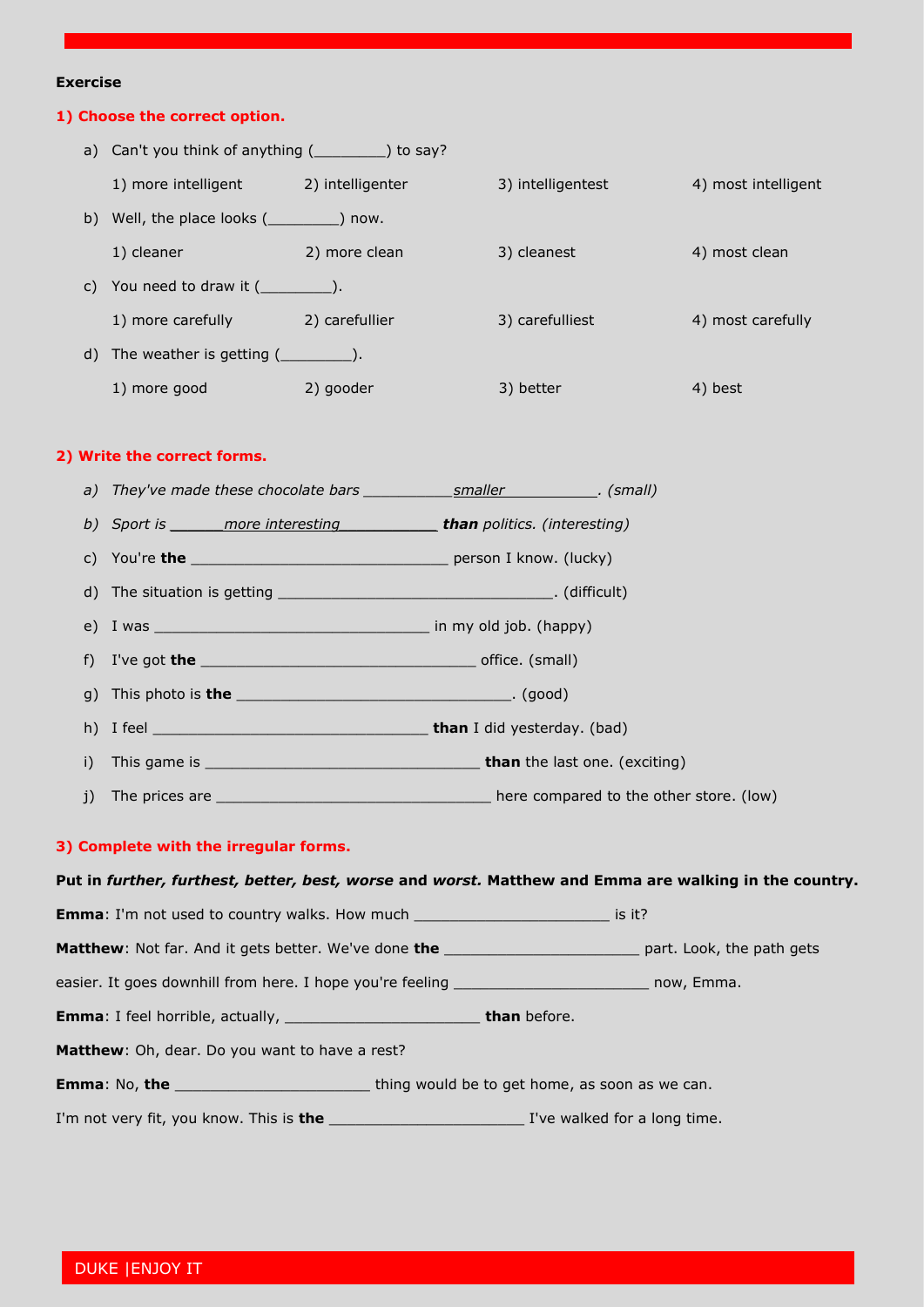**Exercise**

**1) Choose the correct option.**

a) Can't you think of anything (________) to say?

1) more intelligent 2) intelligenter 3) intelligentest 4) most intelligent

b) Well, the place looks (________) now.

1) cleaner 2) more clean 3) cleanest 4) most clean

c) You need to draw it (________).

1) more carefully 2) carefullier 3) carefulliest 4) most carefully

d) The weather is getting (________).

1) more good 2) gooder 3) better 4) best

**2) Write the correct forms.**

a) *They've made these chocolate bars __________smaller___________. (small)*

b) *Sport is ______more interesting___________ **than** politics. (interesting)*

c) You're **the** ______________________________ person I know. (lucky)

d) The situation is getting ________________________________. (difficult)

e) I was ________________________________ in my old job. (happy)

f) I've got **the** ________________________________ office. (small)

g) This photo is **the** ________________________________. (good)

h) I feel ________________________________ **than** I did yesterday. (bad)

i) This game is ________________________________ **than** the last one. (exciting)

j) The prices are ________________________________ here compared to the other store. (low)

**3) Complete with the irregular forms.**

**Put in *further, furthest, better, best, worse* and *worst.* Matthew and Emma are walking in the country.**

**Emma**: I'm not used to country walks. How much ______________________ is it?

**Matthew**: Not far. And it gets better. We've done **the** ______________________ part. Look, the path gets easier. It goes downhill from here. I hope you're feeling ______________________ now, Emma.

**Emma**: I feel horrible, actually, ______________________ **than** before.

**Matthew**: Oh, dear. Do you want to have a rest?

**Emma**: No, **the** ______________________ thing would be to get home, as soon as we can. I'm not very fit, you know. This is **the** ______________________ I've walked for a long time.